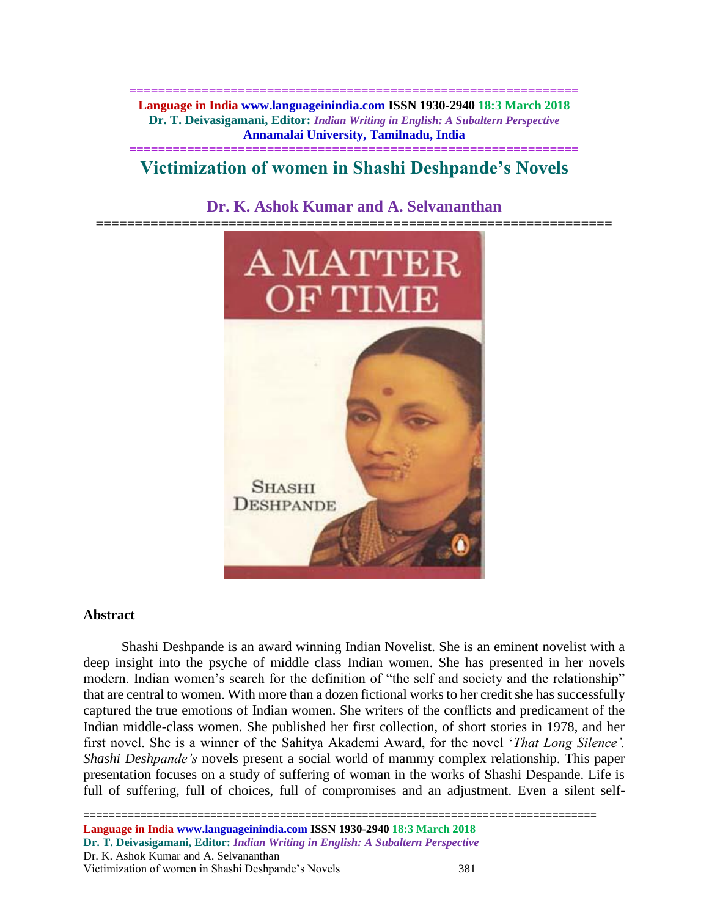# Victimization of women in Shashi Deshpande's Novels

## Dr. K. Ashok Kumar and A. Selvananthan

### Abstract

Shashi Deshpande is an award winning Indian Novelist. She is an eminent novelist with a deep insight into the psyche of middle class Indian women. She has presented in her novels modern. Indian women's search for the definition of "the self and society and the relationship" that are central to women. With more than a dozen fictional works to her credit she has successfully captured the true emotions of Indian women. She writers of the conflicts and predicament of the Indian middle-class women. She published her first collection, of short stories in 1978, and her first novel. She is a winner of the Sahitya Akademi Award, for the novel '*That Long Silence'. Shashi Deshpande's* novels present a social world of mammy complex relationship. This paper presentation focuses on a study of suffering of woman in the works of Shashi Despande. Life is full of suffering, full of choices, full of compromises and an adjustment. Even a silent self-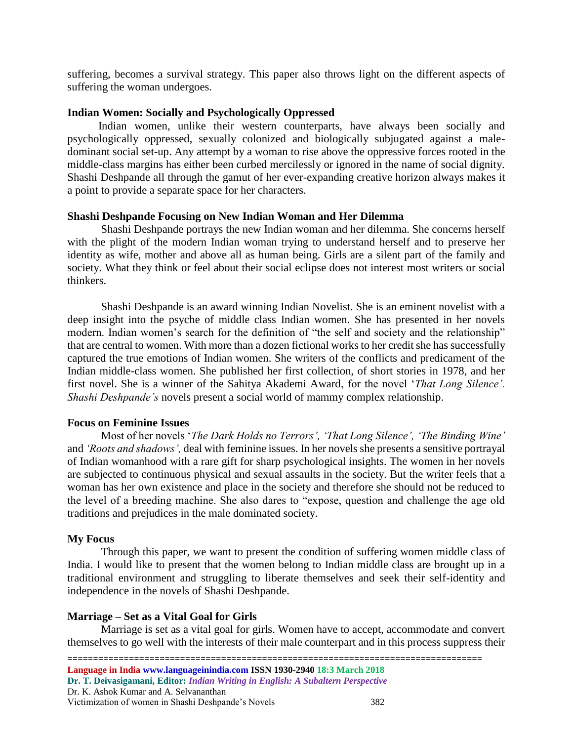suffering, becomes a survival strategy. This paper also throws light on the different aspects of suffering the woman undergoes.

## Indian Women: Socially and Psychologically Oppressed

Indian women, unlike their western counterparts, have always been socially and psychologically oppressed, sexually colonized and biologically subjugated against a male-dominant social set-up. Any attempt by a woman to rise above the oppressive forces rooted in the middle-class margins has either been curbed mercilessly or ignored in the name of social dignity. Shashi Deshpande all through the gamut of her ever-expanding creative horizon always makes it a point to provide a separate space for her characters.

## Shashi Deshpande Focusing on New Indian Woman and Her Dilemma

Shashi Deshpande portrays the new Indian woman and her dilemma. She concerns herself with the plight of the modern Indian woman trying to understand herself and to preserve her identity as wife, mother and above all as human being. Girls are a silent part of the family and society. What they think or feel about their social eclipse does not interest most writers or social thinkers.

Shashi Deshpande is an award winning Indian Novelist. She is an eminent novelist with a deep insight into the psyche of middle class Indian women. She has presented in her novels modern. Indian women's search for the definition of "the self and society and the relationship" that are central to women. With more than a dozen fictional works to her credit she has successfully captured the true emotions of Indian women. She writers of the conflicts and predicament of the Indian middle-class women. She published her first collection, of short stories in 1978, and her first novel. She is a winner of the Sahitya Akademi Award, for the novel '*That Long Silence'. Shashi Deshpande's* novels present a social world of mammy complex relationship.

## Focus on Feminine Issues

Most of her novels '*The Dark Holds no Terrors', 'That Long Silence', 'The Binding Wine'* and *'Roots and shadows',* deal with feminine issues. In her novels she presents a sensitive portrayal of Indian womanhood with a rare gift for sharp psychological insights. The women in her novels are subjected to continuous physical and sexual assaults in the society. But the writer feels that a woman has her own existence and place in the society and therefore she should not be reduced to the level of a breeding machine. She also dares to "expose, question and challenge the age old traditions and prejudices in the male dominated society.

## My Focus

Through this paper, we want to present the condition of suffering women middle class of India. I would like to present that the women belong to Indian middle class are brought up in a traditional environment and struggling to liberate themselves and seek their self-identity and independence in the novels of Shashi Deshpande.

## Marriage – Set as a Vital Goal for Girls

Marriage is set as a vital goal for girls. Women have to accept, accommodate and convert themselves to go well with the interests of their male counterpart and in this process suppress their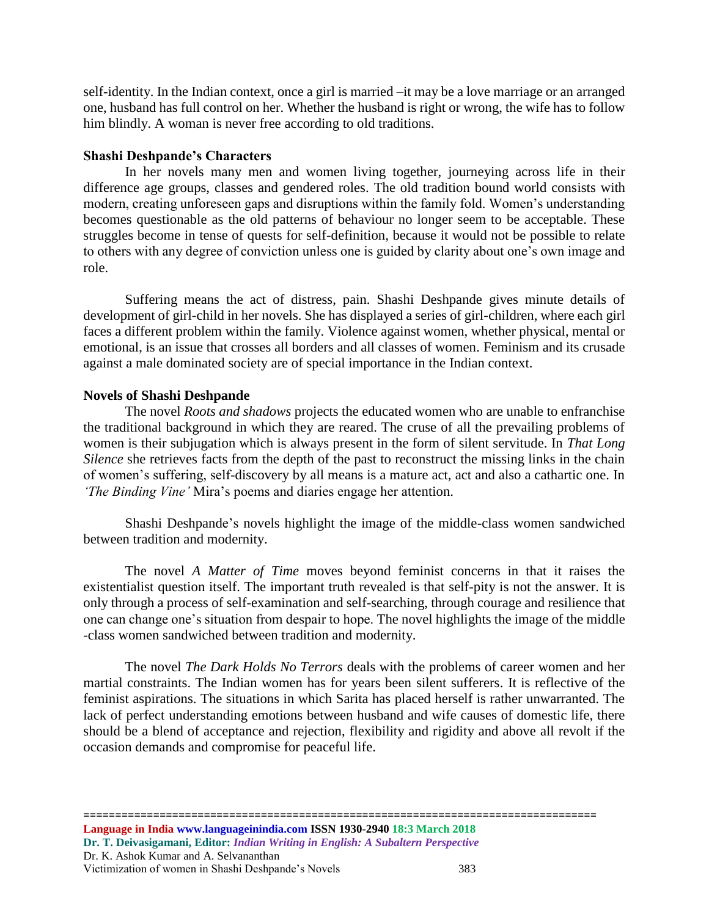self-identity. In the Indian context, once a girl is married –it may be a love marriage or an arranged one, husband has full control on her. Whether the husband is right or wrong, the wife has to follow him blindly. A woman is never free according to old traditions.

**Shashi Deshpande's Characters**

In her novels many men and women living together, journeying across life in their difference age groups, classes and gendered roles. The old tradition bound world consists with modern, creating unforeseen gaps and disruptions within the family fold. Women's understanding becomes questionable as the old patterns of behaviour no longer seem to be acceptable. These struggles become in tense of quests for self-definition, because it would not be possible to relate to others with any degree of conviction unless one is guided by clarity about one's own image and role.

Suffering means the act of distress, pain. Shashi Deshpande gives minute details of development of girl-child in her novels. She has displayed a series of girl-children, where each girl faces a different problem within the family. Violence against women, whether physical, mental or emotional, is an issue that crosses all borders and all classes of women. Feminism and its crusade against a male dominated society are of special importance in the Indian context.

**Novels of Shashi Deshpande**

The novel *Roots and shadows* projects the educated women who are unable to enfranchise the traditional background in which they are reared. The cruse of all the prevailing problems of women is their subjugation which is always present in the form of silent servitude. In *That Long Silence* she retrieves facts from the depth of the past to reconstruct the missing links in the chain of women's suffering, self-discovery by all means is a mature act, act and also a cathartic one. In *'The Binding Vine'* Mira's poems and diaries engage her attention.

Shashi Deshpande's novels highlight the image of the middle-class women sandwiched between tradition and modernity.

The novel *A Matter of Time* moves beyond feminist concerns in that it raises the existentialist question itself. The important truth revealed is that self-pity is not the answer. It is only through a process of self-examination and self-searching, through courage and resilience that one can change one's situation from despair to hope. The novel highlights the image of the middle -class women sandwiched between tradition and modernity.

The novel *The Dark Holds No Terrors* deals with the problems of career women and her martial constraints. The Indian women has for years been silent sufferers. It is reflective of the feminist aspirations. The situations in which Sarita has placed herself is rather unwarranted. The lack of perfect understanding emotions between husband and wife causes of domestic life, there should be a blend of acceptance and rejection, flexibility and rigidity and above all revolt if the occasion demands and compromise for peaceful life.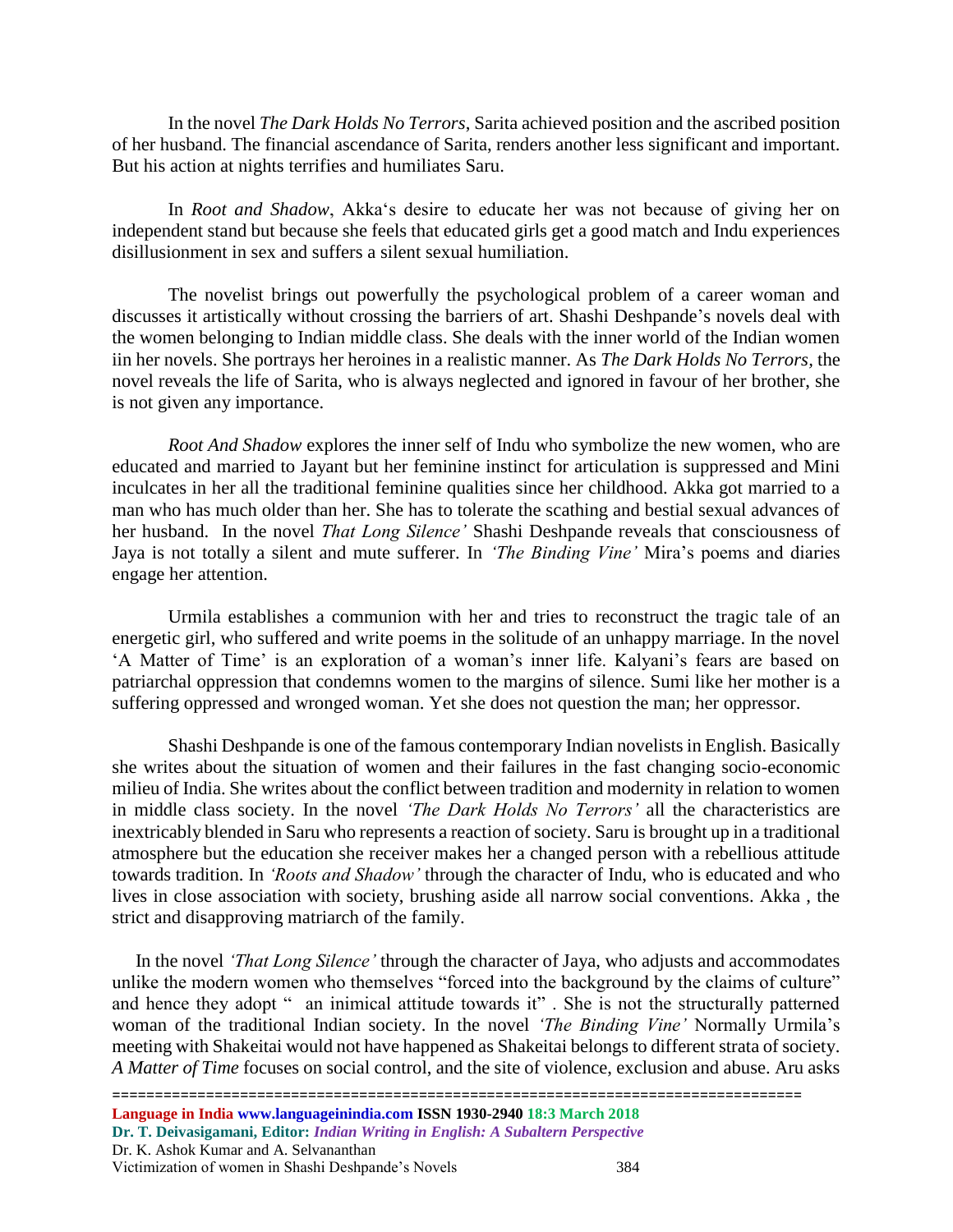In the novel *The Dark Holds No Terrors*, Sarita achieved position and the ascribed position of her husband. The financial ascendance of Sarita, renders another less significant and important. But his action at nights terrifies and humiliates Saru.

In *Root and Shadow*, Akka's desire to educate her was not because of giving her on independent stand but because she feels that educated girls get a good match and Indu experiences disillusionment in sex and suffers a silent sexual humiliation.

The novelist brings out powerfully the psychological problem of a career woman and discusses it artistically without crossing the barriers of art. Shashi Deshpande's novels deal with the women belonging to Indian middle class. She deals with the inner world of the Indian women iin her novels. She portrays her heroines in a realistic manner. As *The Dark Holds No Terrors*, the novel reveals the life of Sarita, who is always neglected and ignored in favour of her brother, she is not given any importance.

*Root And Shadow* explores the inner self of Indu who symbolize the new women, who are educated and married to Jayant but her feminine instinct for articulation is suppressed and Mini inculcates in her all the traditional feminine qualities since her childhood. Akka got married to a man who has much older than her. She has to tolerate the scathing and bestial sexual advances of her husband. In the novel *That Long Silence'* Shashi Deshpande reveals that consciousness of Jaya is not totally a silent and mute sufferer. In *'The Binding Vine'* Mira's poems and diaries engage her attention.

Urmila establishes a communion with her and tries to reconstruct the tragic tale of an energetic girl, who suffered and write poems in the solitude of an unhappy marriage. In the novel 'A Matter of Time' is an exploration of a woman's inner life. Kalyani's fears are based on patriarchal oppression that condemns women to the margins of silence. Sumi like her mother is a suffering oppressed and wronged woman. Yet she does not question the man; her oppressor.

Shashi Deshpande is one of the famous contemporary Indian novelists in English. Basically she writes about the situation of women and their failures in the fast changing socio-economic milieu of India. She writes about the conflict between tradition and modernity in relation to women in middle class society. In the novel *'The Dark Holds No Terrors'* all the characteristics are inextricably blended in Saru who represents a reaction of society. Saru is brought up in a traditional atmosphere but the education she receiver makes her a changed person with a rebellious attitude towards tradition. In *'Roots and Shadow'* through the character of Indu, who is educated and who lives in close association with society, brushing aside all narrow social conventions. Akka , the strict and disapproving matriarch of the family.

In the novel *'That Long Silence'* through the character of Jaya, who adjusts and accommodates unlike the modern women who themselves "forced into the background by the claims of culture" and hence they adopt " an inimical attitude towards it" . She is not the structurally patterned woman of the traditional Indian society. In the novel *'The Binding Vine'* Normally Urmila's meeting with Shakeitai would not have happened as Shakeitai belongs to different strata of society. *A Matter of Time* focuses on social control, and the site of violence, exclusion and abuse. Aru asks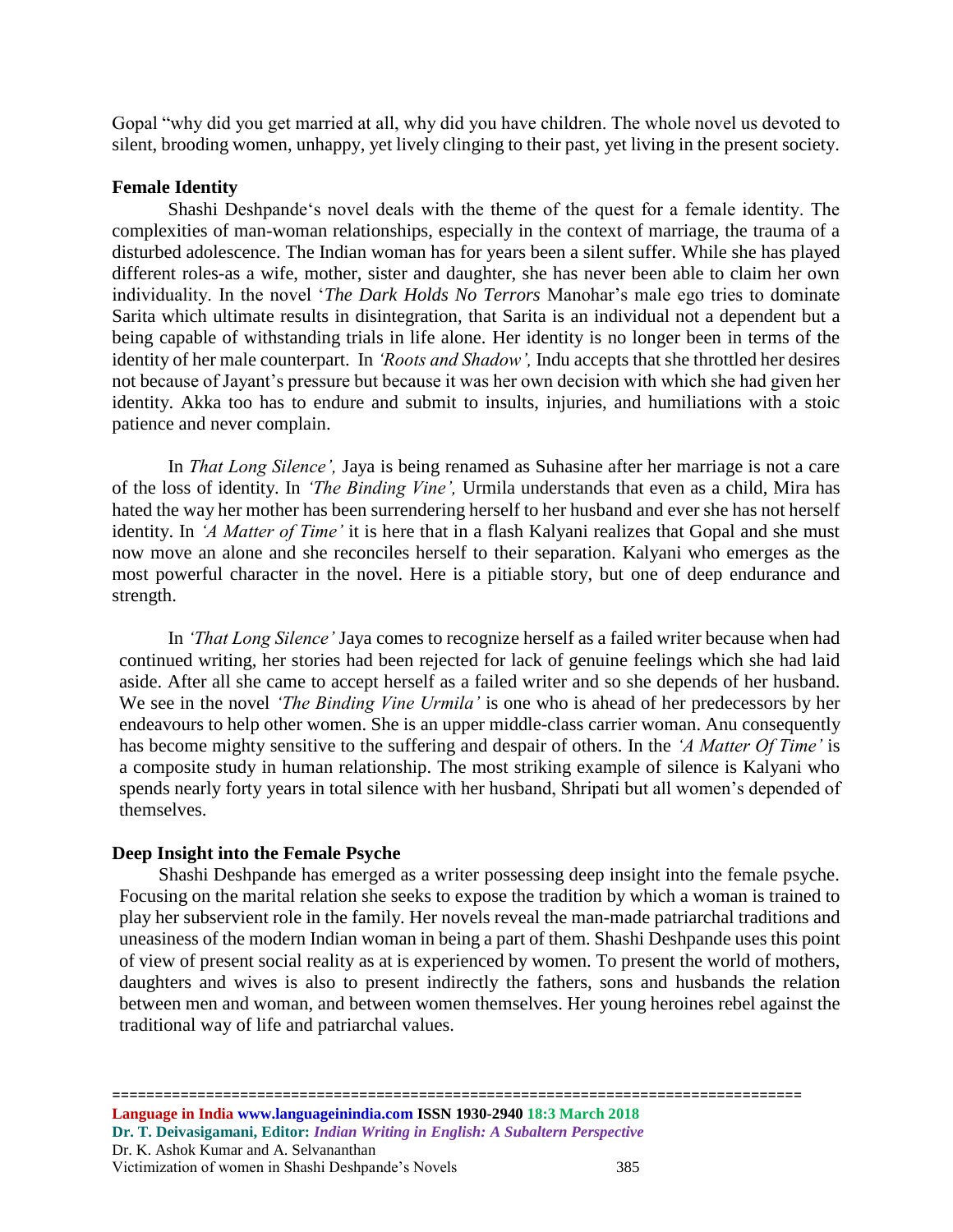Gopal "why did you get married at all, why did you have children. The whole novel us devoted to silent, brooding women, unhappy, yet lively clinging to their past, yet living in the present society.

**Female Identity**

Shashi Deshpande's novel deals with the theme of the quest for a female identity. The complexities of man-woman relationships, especially in the context of marriage, the trauma of a disturbed adolescence. The Indian woman has for years been a silent suffer. While she has played different roles-as a wife, mother, sister and daughter, she has never been able to claim her own individuality. In the novel '*The Dark Holds No Terrors* Manohar's male ego tries to dominate Sarita which ultimate results in disintegration, that Sarita is an individual not a dependent but a being capable of withstanding trials in life alone. Her identity is no longer been in terms of the identity of her male counterpart. In *'Roots and Shadow',* Indu accepts that she throttled her desires not because of Jayant's pressure but because it was her own decision with which she had given her identity. Akka too has to endure and submit to insults, injuries, and humiliations with a stoic patience and never complain.

In *That Long Silence',* Jaya is being renamed as Suhasine after her marriage is not a care of the loss of identity. In *'The Binding Vine',* Urmila understands that even as a child, Mira has hated the way her mother has been surrendering herself to her husband and ever she has not herself identity. In *'A Matter of Time'* it is here that in a flash Kalyani realizes that Gopal and she must now move an alone and she reconciles herself to their separation. Kalyani who emerges as the most powerful character in the novel. Here is a pitiable story, but one of deep endurance and strength.

In *'That Long Silence'* Jaya comes to recognize herself as a failed writer because when had continued writing, her stories had been rejected for lack of genuine feelings which she had laid aside. After all she came to accept herself as a failed writer and so she depends of her husband. We see in the novel *'The Binding Vine Urmila'* is one who is ahead of her predecessors by her endeavours to help other women. She is an upper middle-class carrier woman. Anu consequently has become mighty sensitive to the suffering and despair of others. In the *'A Matter Of Time'* is a composite study in human relationship. The most striking example of silence is Kalyani who spends nearly forty years in total silence with her husband, Shripati but all women's depended of themselves.

**Deep Insight into the Female Psyche**

Shashi Deshpande has emerged as a writer possessing deep insight into the female psyche. Focusing on the marital relation she seeks to expose the tradition by which a woman is trained to play her subservient role in the family. Her novels reveal the man-made patriarchal traditions and uneasiness of the modern Indian woman in being a part of them. Shashi Deshpande uses this point of view of present social reality as at is experienced by women. To present the world of mothers, daughters and wives is also to present indirectly the fathers, sons and husbands the relation between men and woman, and between women themselves. Her young heroines rebel against the traditional way of life and patriarchal values.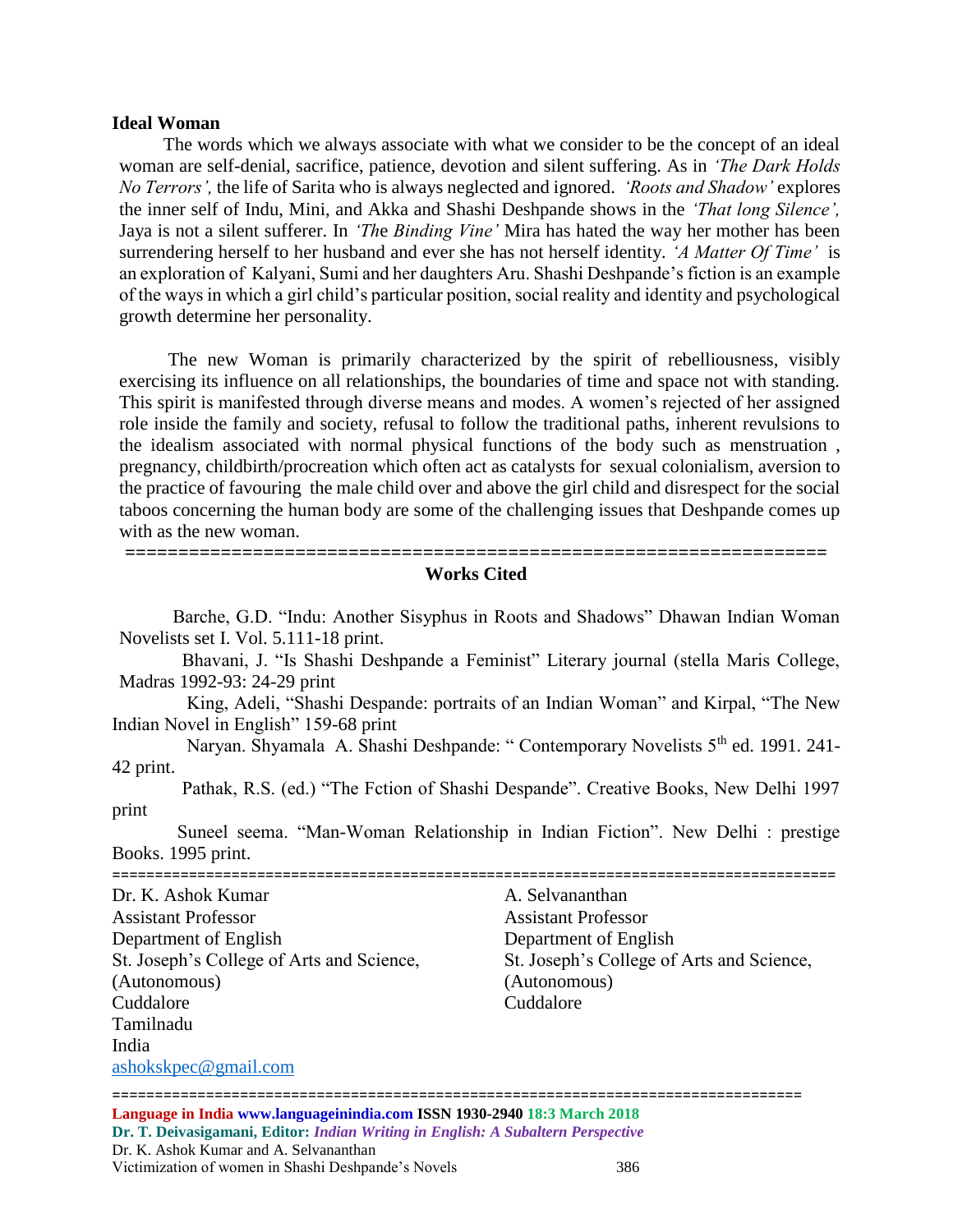**Ideal Woman**

The words which we always associate with what we consider to be the concept of an ideal woman are self-denial, sacrifice, patience, devotion and silent suffering. As in *'The Dark Holds No Terrors',* the life of Sarita who is always neglected and ignored. *'Roots and Shadow'* explores the inner self of Indu, Mini, and Akka and Shashi Deshpande shows in the *'That long Silence',* Jaya is not a silent sufferer. In *'The Binding Vine'* Mira has hated the way her mother has been surrendering herself to her husband and ever she has not herself identity. *'A Matter Of Time'* is an exploration of Kalyani, Sumi and her daughters Aru. Shashi Deshpande's fiction is an example of the ways in which a girl child's particular position, social reality and identity and psychological growth determine her personality.

The new Woman is primarily characterized by the spirit of rebelliousness, visibly exercising its influence on all relationships, the boundaries of time and space not with standing. This spirit is manifested through diverse means and modes. A women's rejected of her assigned role inside the family and society, refusal to follow the traditional paths, inherent revulsions to the idealism associated with normal physical functions of the body such as menstruation , pregnancy, childbirth/procreation which often act as catalysts for sexual colonialism, aversion to the practice of favouring the male child over and above the girl child and disrespect for the social taboos concerning the human body are some of the challenging issues that Deshpande comes up with as the new woman.

=================================================================

**Works Cited**

Barche, G.D. "Indu: Another Sisyphus in Roots and Shadows" Dhawan Indian Woman Novelists set I. Vol. 5.111-18 print.

Bhavani, J. "Is Shashi Deshpande a Feminist" Literary journal (stella Maris College, Madras 1992-93: 24-29 print

King, Adeli, "Shashi Despande: portraits of an Indian Woman" and Kirpal, "The New Indian Novel in English" 159-68 print

Naryan. Shyamala A. Shashi Deshpande: " Contemporary Novelists 5th ed. 1991. 241-42 print.

Pathak, R.S. (ed.) "The Fction of Shashi Despande". Creative Books, New Delhi 1997 print

Suneel seema. "Man-Woman Relationship in Indian Fiction". New Delhi : prestige Books. 1995 print.

=================================================================

Dr. K. Ashok Kumar
Assistant Professor
Department of English
St. Joseph's College of Arts and Science,
(Autonomous)
Cuddalore
Tamilnadu
India
ashokskpec@gmail.com

A. Selvananthan
Assistant Professor
Department of English
St. Joseph's College of Arts and Science,
(Autonomous)
Cuddalore